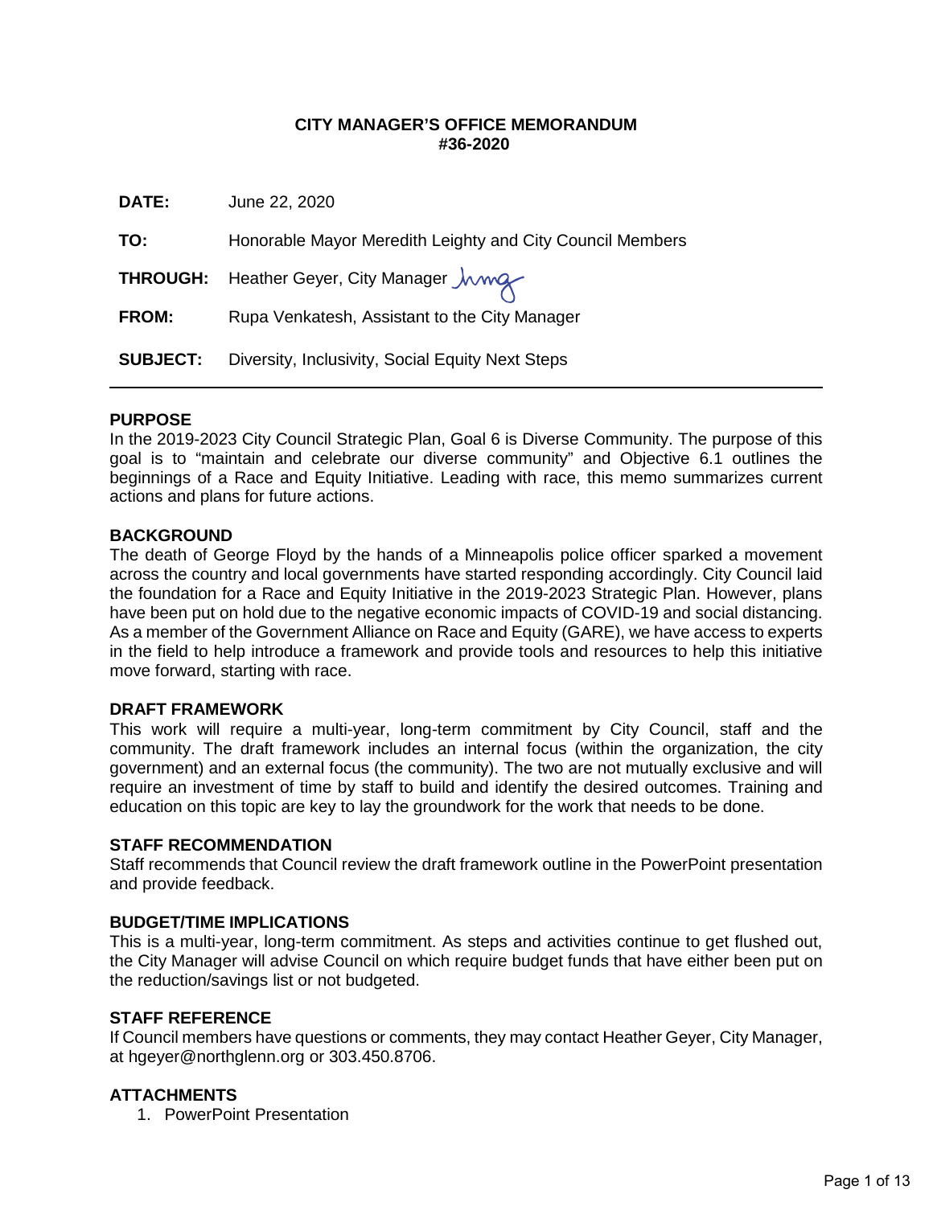**CITY MANAGER'S OFFICE MEMORANDUM**
**#36-2020**

| | |
|---|---|
| **DATE:** | June 22, 2020 |
| **TO:** | Honorable Mayor Meredith Leighty and City Council Members |
| **THROUGH:** | Heather Geyer, City Manager |
| **FROM:** | Rupa Venkatesh, Assistant to the City Manager |
| **SUBJECT:** | Diversity, Inclusivity, Social Equity Next Steps |

---

## PURPOSE

In the 2019-2023 City Council Strategic Plan, Goal 6 is Diverse Community. The purpose of this goal is to "maintain and celebrate our diverse community" and Objective 6.1 outlines the beginnings of a Race and Equity Initiative. Leading with race, this memo summarizes current actions and plans for future actions.

## BACKGROUND

The death of George Floyd by the hands of a Minneapolis police officer sparked a movement across the country and local governments have started responding accordingly. City Council laid the foundation for a Race and Equity Initiative in the 2019-2023 Strategic Plan. However, plans have been put on hold due to the negative economic impacts of COVID-19 and social distancing. As a member of the Government Alliance on Race and Equity (GARE), we have access to experts in the field to help introduce a framework and provide tools and resources to help this initiative move forward, starting with race.

## DRAFT FRAMEWORK

This work will require a multi-year, long-term commitment by City Council, staff and the community. The draft framework includes an internal focus (within the organization, the city government) and an external focus (the community). The two are not mutually exclusive and will require an investment of time by staff to build and identify the desired outcomes. Training and education on this topic are key to lay the groundwork for the work that needs to be done.

## STAFF RECOMMENDATION

Staff recommends that Council review the draft framework outline in the PowerPoint presentation and provide feedback.

## BUDGET/TIME IMPLICATIONS

This is a multi-year, long-term commitment. As steps and activities continue to get flushed out, the City Manager will advise Council on which require budget funds that have either been put on the reduction/savings list or not budgeted.

## STAFF REFERENCE

If Council members have questions or comments, they may contact Heather Geyer, City Manager, at hgeyer@northglenn.org or 303.450.8706.

## ATTACHMENTS

1. PowerPoint Presentation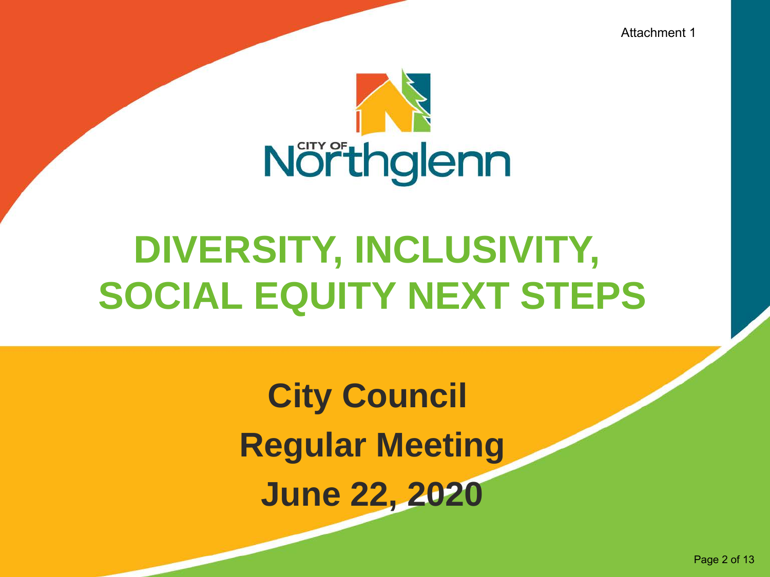Attachment 1

CITY OF Northglenn

# DIVERSITY, INCLUSIVITY, SOCIAL EQUITY NEXT STEPS

**City Council**

**Regular Meeting**

**June 22, 2020**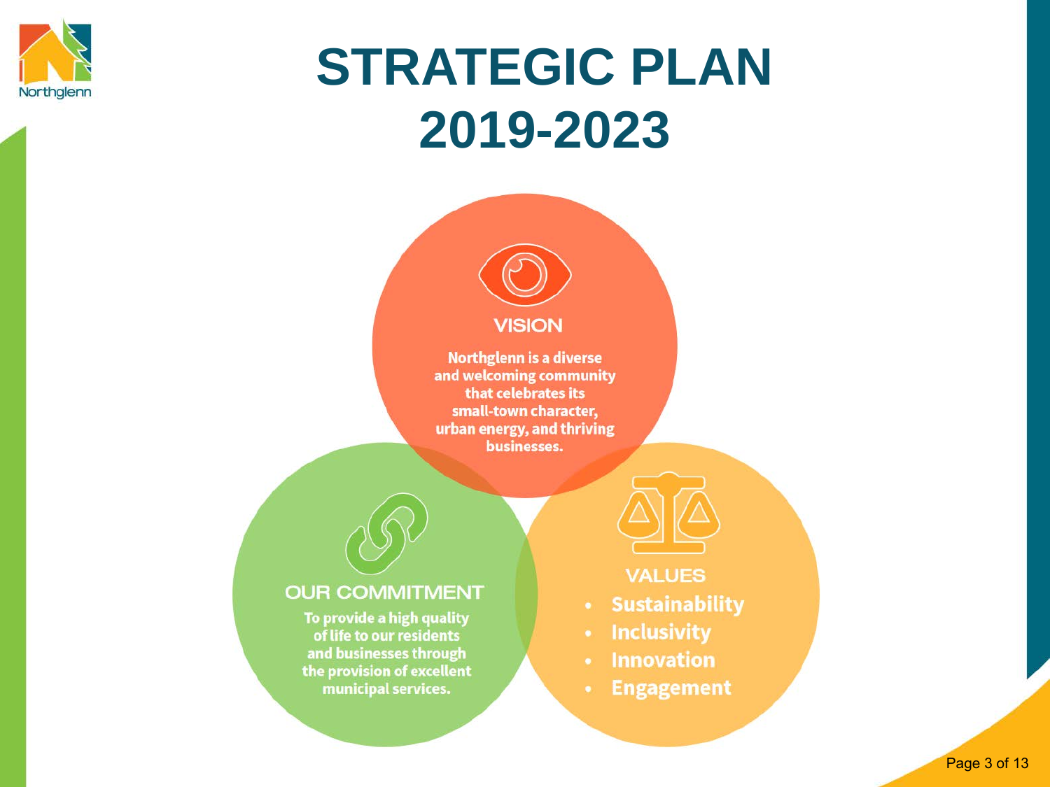# STRATEGIC PLAN 2019-2023

## VISION

Northglenn is a diverse and welcoming community that celebrates its small-town character, urban energy, and thriving businesses.

## OUR COMMITMENT

To provide a high quality of life to our residents and businesses through the provision of excellent municipal services.

## VALUES

- Sustainability
- Inclusivity
- Innovation
- Engagement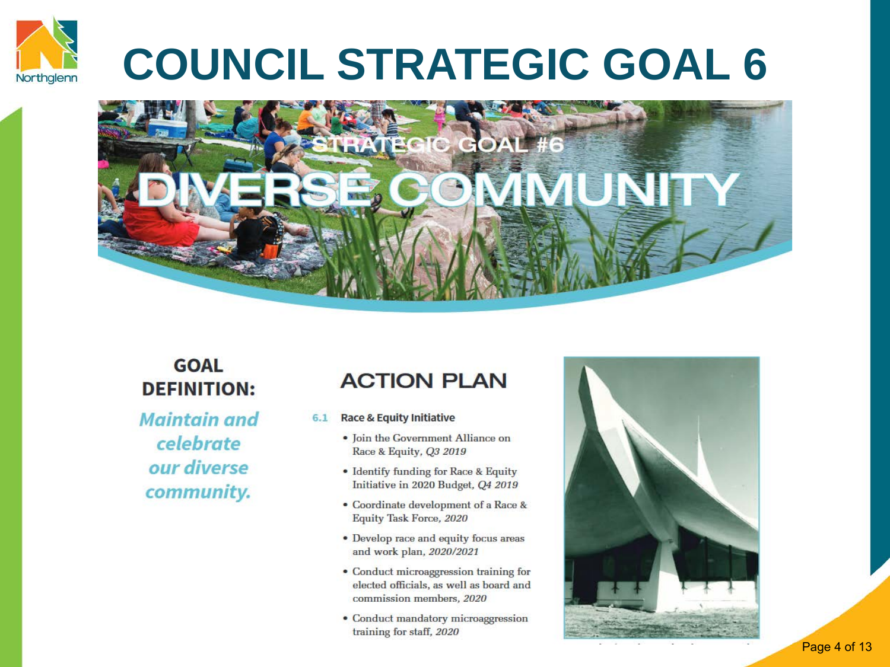# COUNCIL STRATEGIC GOAL 6

STRATEGIC GOAL #6

## DIVERSE COMMUNITY

### GOAL DEFINITION:

*Maintain and celebrate our diverse community.*

### ACTION PLAN

**6.1 Race & Equity Initiative**

- Join the Government Alliance on Race & Equity, *Q3 2019*
- Identify funding for Race & Equity Initiative in 2020 Budget, *Q4 2019*
- Coordinate development of a Race & Equity Task Force, *2020*
- Develop race and equity focus areas and work plan, *2020/2021*
- Conduct microaggression training for elected officials, as well as board and commission members, *2020*
- Conduct mandatory microaggression training for staff, *2020*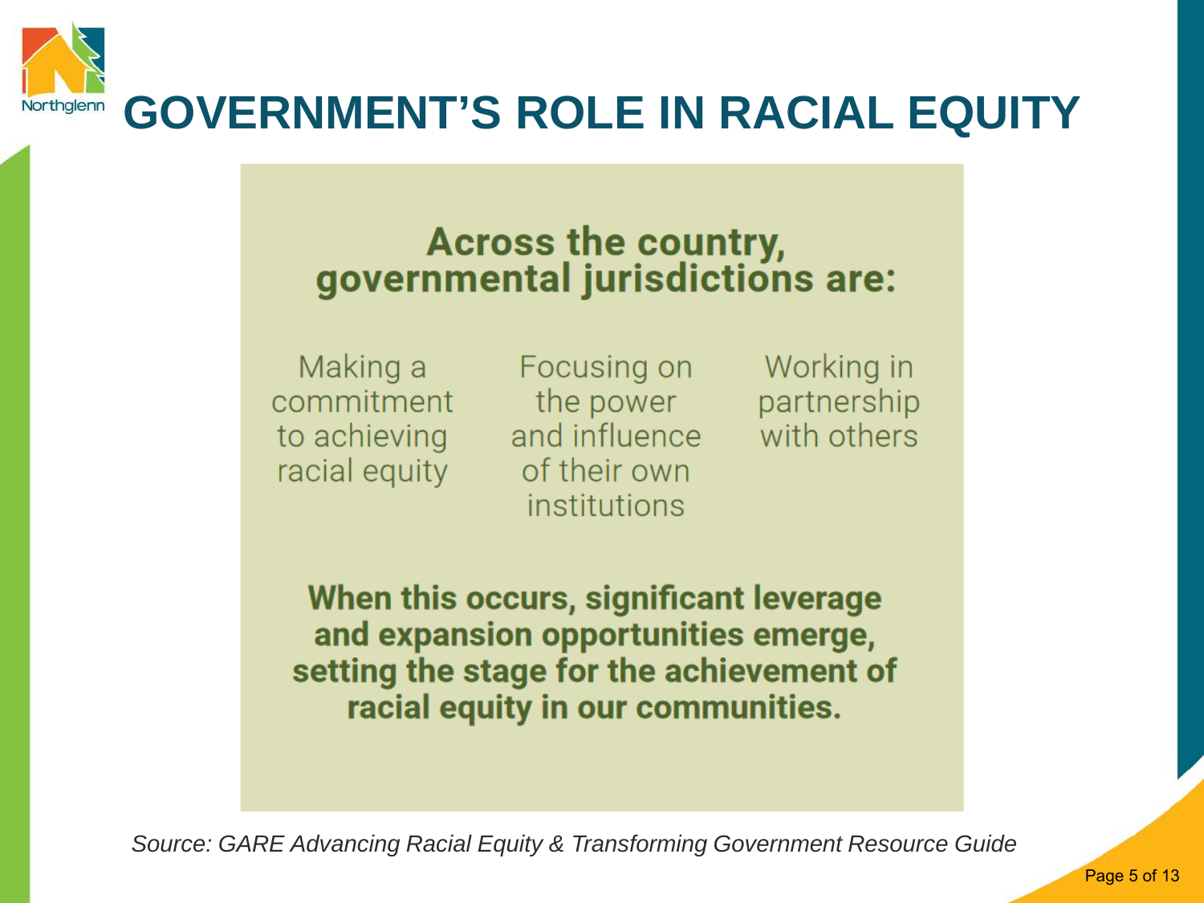# GOVERNMENT'S ROLE IN RACIAL EQUITY

**Across the country, governmental jurisdictions are:**

- Making a commitment to achieving racial equity
- Focusing on the power and influence of their own institutions
- Working in partnership with others

**When this occurs, significant leverage and expansion opportunities emerge, setting the stage for the achievement of racial equity in our communities.**

*Source: GARE Advancing Racial Equity & Transforming Government Resource Guide*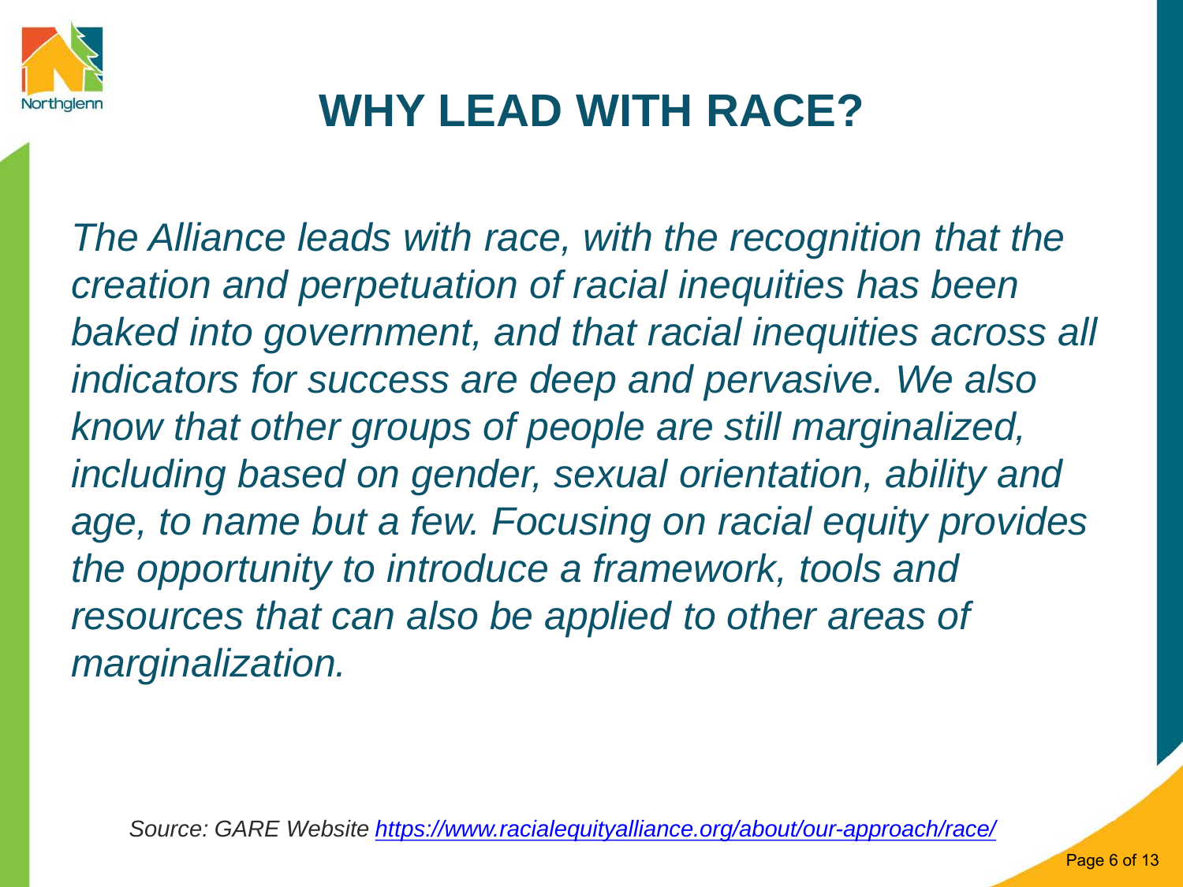# WHY LEAD WITH RACE?

*The Alliance leads with race, with the recognition that the creation and perpetuation of racial inequities has been baked into government, and that racial inequities across all indicators for success are deep and pervasive. We also know that other groups of people are still marginalized, including based on gender, sexual orientation, ability and age, to name but a few. Focusing on racial equity provides the opportunity to introduce a framework, tools and resources that can also be applied to other areas of marginalization.*

*Source: GARE Website [https://www.racialequityalliance.org/about/our-approach/race/](https://www.racialequityalliance.org/about/our-approach/race/)*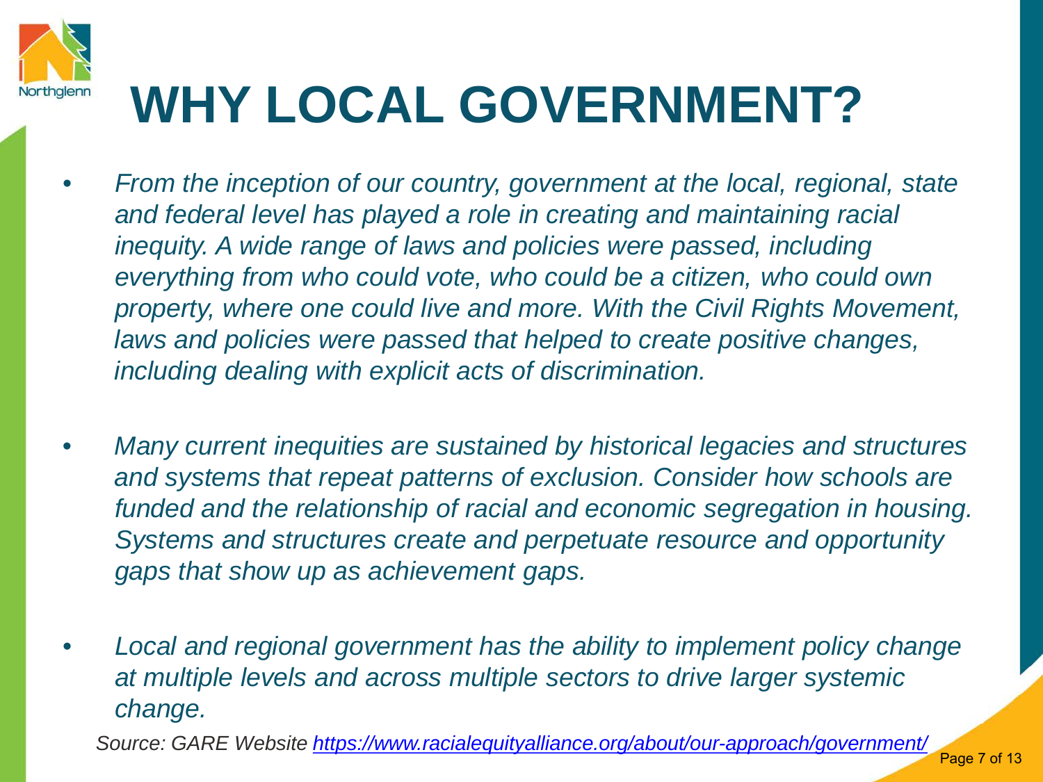# WHY LOCAL GOVERNMENT?

- *From the inception of our country, government at the local, regional, state and federal level has played a role in creating and maintaining racial inequity. A wide range of laws and policies were passed, including everything from who could vote, who could be a citizen, who could own property, where one could live and more. With the Civil Rights Movement, laws and policies were passed that helped to create positive changes, including dealing with explicit acts of discrimination.*

- *Many current inequities are sustained by historical legacies and structures and systems that repeat patterns of exclusion. Consider how schools are funded and the relationship of racial and economic segregation in housing. Systems and structures create and perpetuate resource and opportunity gaps that show up as achievement gaps.*

- *Local and regional government has the ability to implement policy change at multiple levels and across multiple sectors to drive larger systemic change.*

*Source: GARE Website [https://www.racialequityalliance.org/about/our-approach/government/](https://www.racialequityalliance.org/about/our-approach/government/)*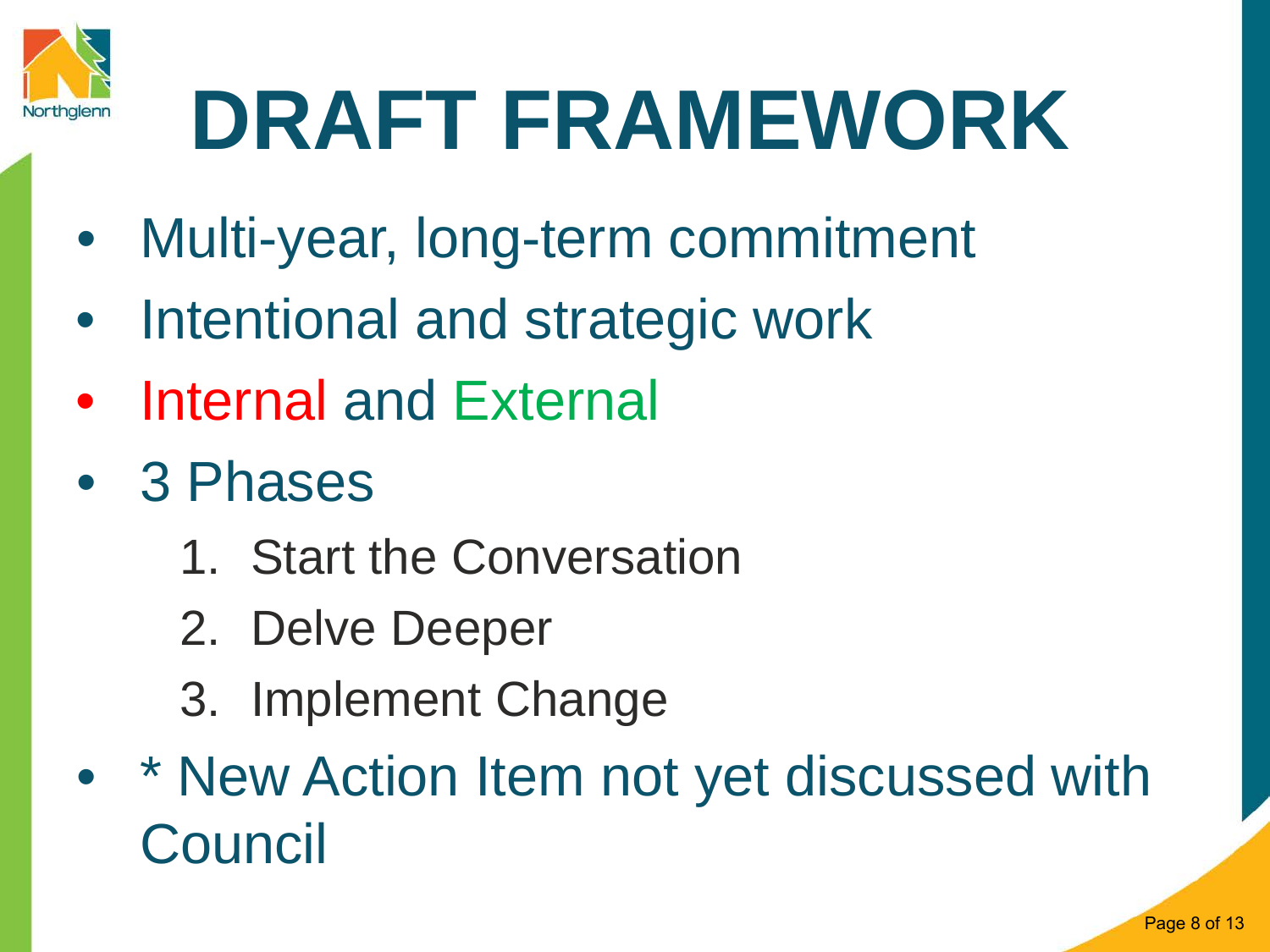# DRAFT FRAMEWORK

- Multi-year, long-term commitment
- Intentional and strategic work
- Internal and External
- 3 Phases
  1. Start the Conversation
  2. Delve Deeper
  3. Implement Change
- * New Action Item not yet discussed with Council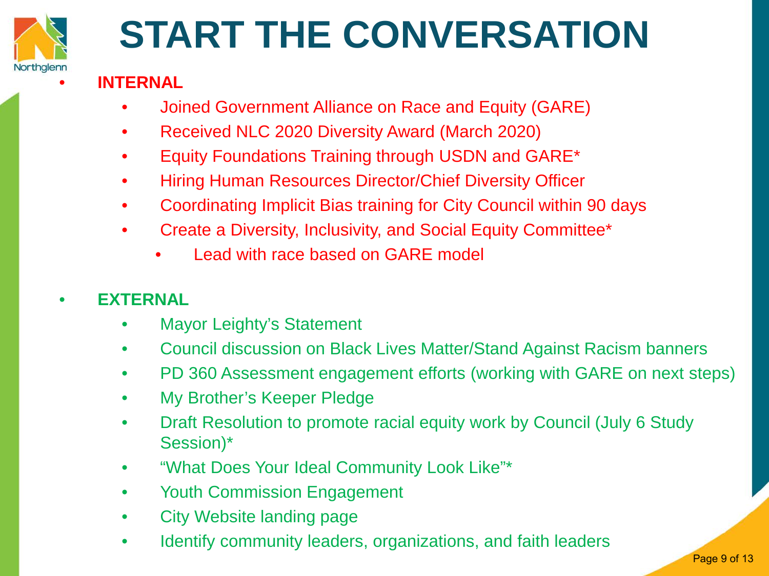# START THE CONVERSATION

- **INTERNAL**
  - Joined Government Alliance on Race and Equity (GARE)
  - Received NLC 2020 Diversity Award (March 2020)
  - Equity Foundations Training through USDN and GARE*
  - Hiring Human Resources Director/Chief Diversity Officer
  - Coordinating Implicit Bias training for City Council within 90 days
  - Create a Diversity, Inclusivity, and Social Equity Committee*
    - Lead with race based on GARE model

- **EXTERNAL**
  - Mayor Leighty's Statement
  - Council discussion on Black Lives Matter/Stand Against Racism banners
  - PD 360 Assessment engagement efforts (working with GARE on next steps)
  - My Brother's Keeper Pledge
  - Draft Resolution to promote racial equity work by Council (July 6 Study Session)*
  - "What Does Your Ideal Community Look Like"*
  - Youth Commission Engagement
  - City Website landing page
  - Identify community leaders, organizations, and faith leaders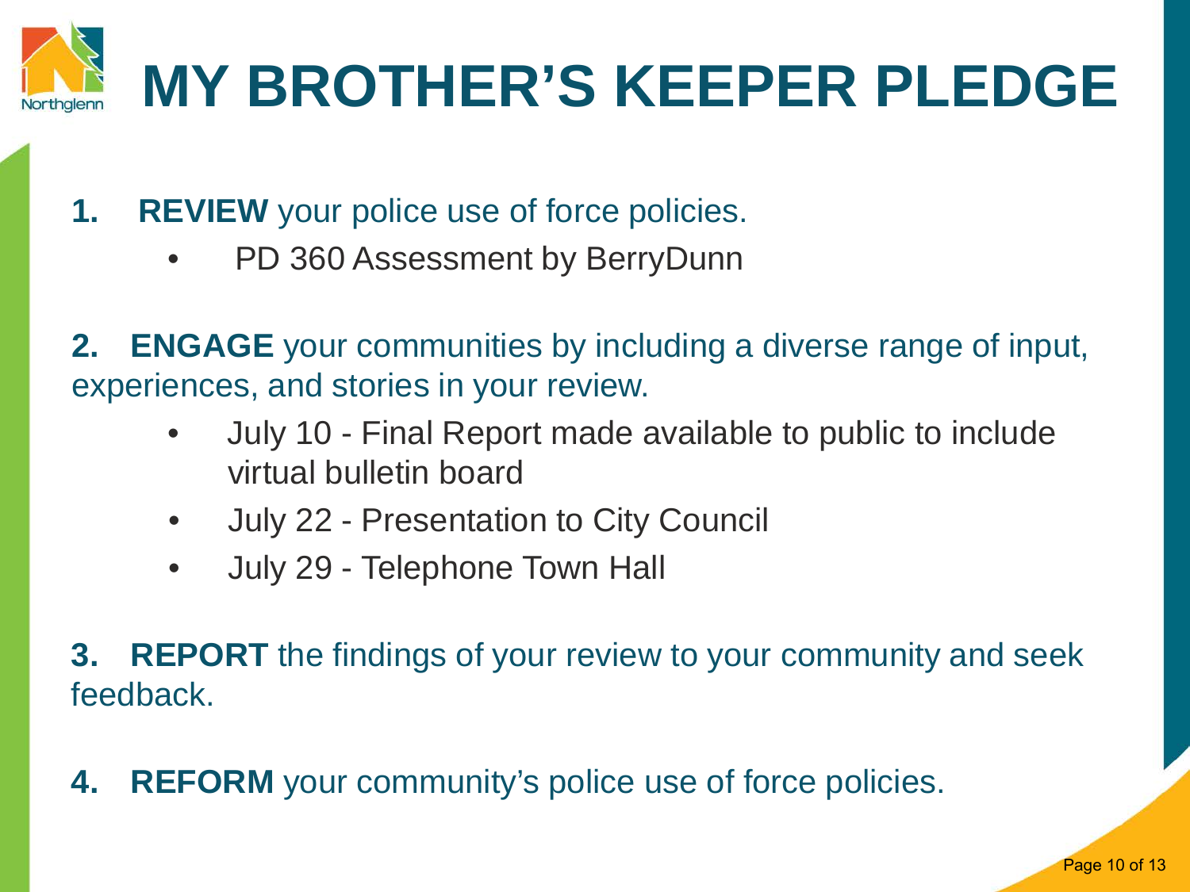# MY BROTHER'S KEEPER PLEDGE

1. **REVIEW** your police use of force policies.
   - PD 360 Assessment by BerryDunn

2. **ENGAGE** your communities by including a diverse range of input, experiences, and stories in your review.
   - July 10 - Final Report made available to public to include virtual bulletin board
   - July 22 - Presentation to City Council
   - July 29 - Telephone Town Hall

3. **REPORT** the findings of your review to your community and seek feedback.

4. **REFORM** your community's police use of force policies.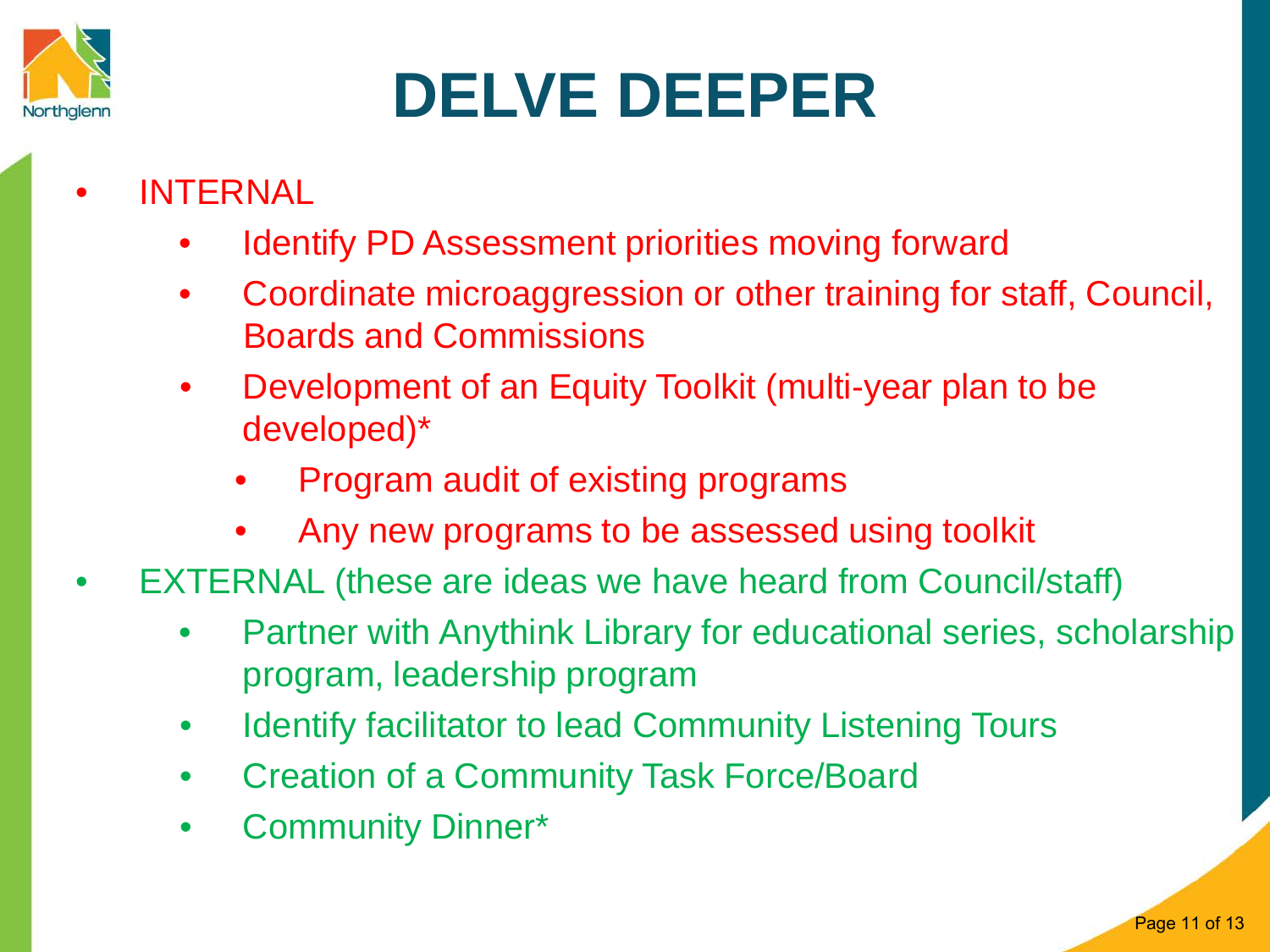# DELVE DEEPER

- INTERNAL
  - Identify PD Assessment priorities moving forward
  - Coordinate microaggression or other training for staff, Council, Boards and Commissions
  - Development of an Equity Toolkit (multi-year plan to be developed)*
    - Program audit of existing programs
    - Any new programs to be assessed using toolkit
- EXTERNAL (these are ideas we have heard from Council/staff)
  - Partner with Anythink Library for educational series, scholarship program, leadership program
  - Identify facilitator to lead Community Listening Tours
  - Creation of a Community Task Force/Board
  - Community Dinner*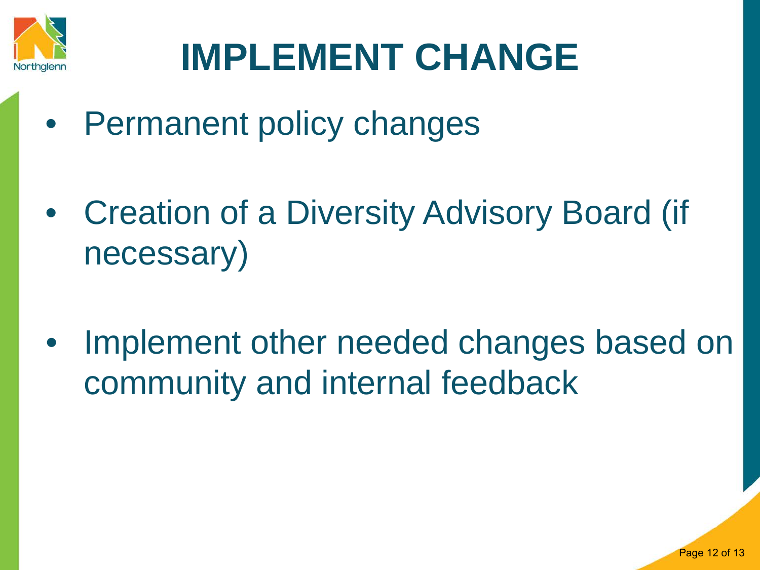# IMPLEMENT CHANGE

- Permanent policy changes
- Creation of a Diversity Advisory Board (if necessary)
- Implement other needed changes based on community and internal feedback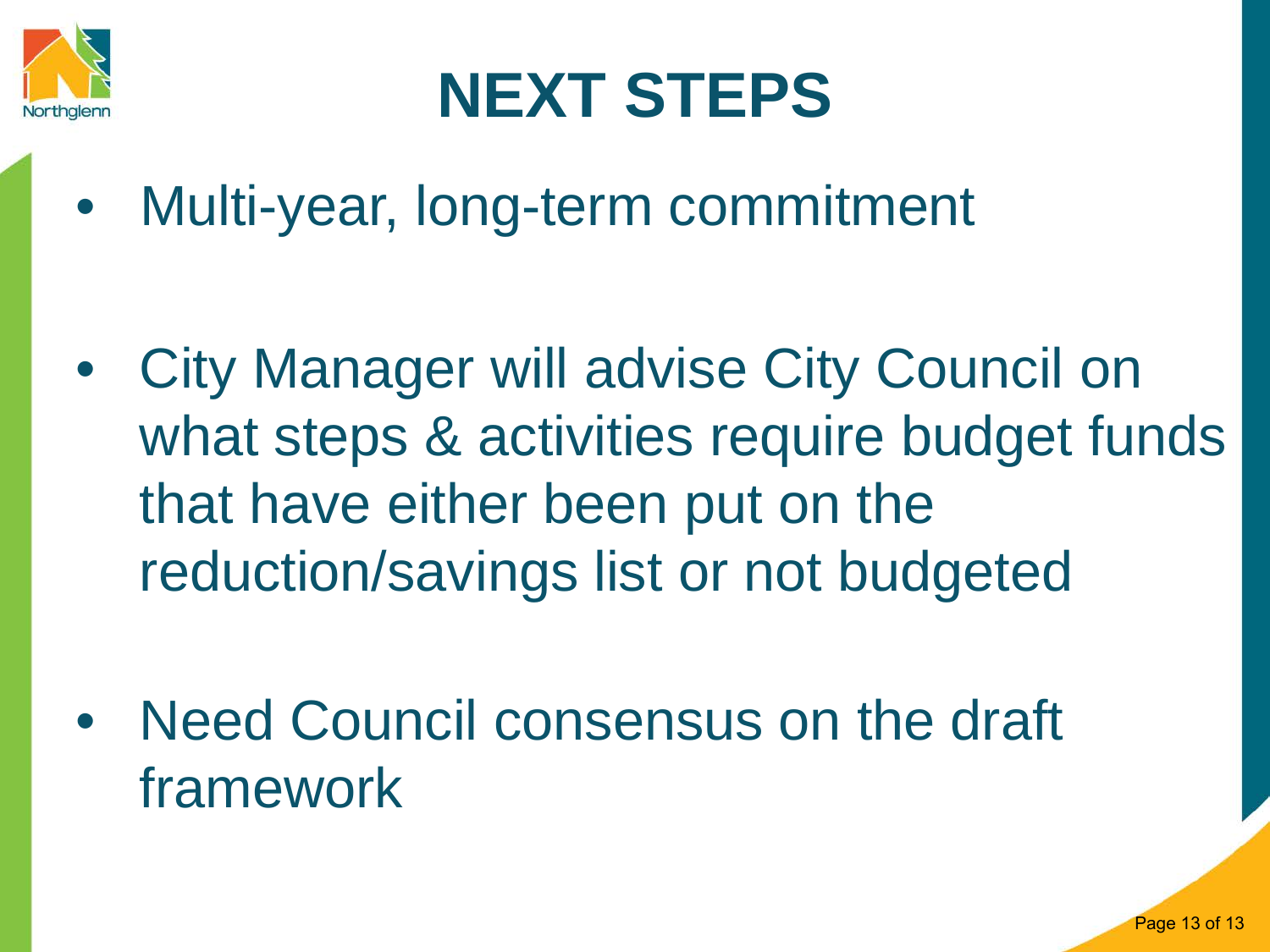# NEXT STEPS

- Multi-year, long-term commitment
- City Manager will advise City Council on what steps & activities require budget funds that have either been put on the reduction/savings list or not budgeted
- Need Council consensus on the draft framework